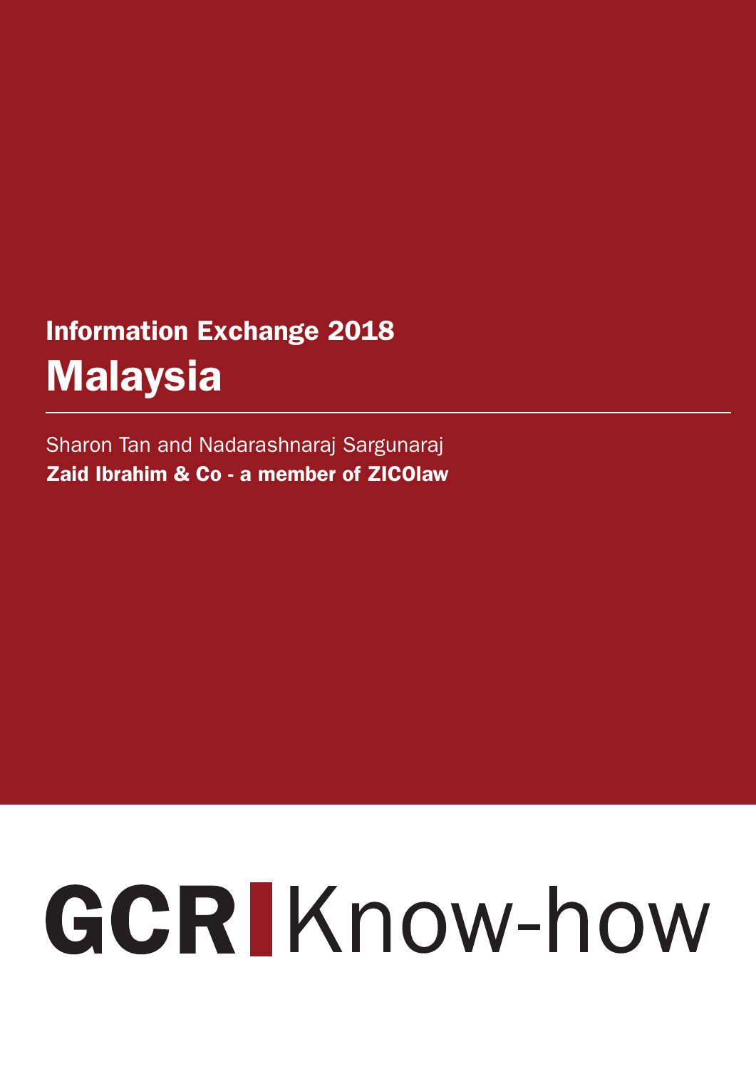## Information Exchange 2018

# Malaysia

Sharon Tan and Nadarashnaraj Sargunaraj

**Zaid Ibrahim & Co - a member of ZICOlaw**

GCR Know-how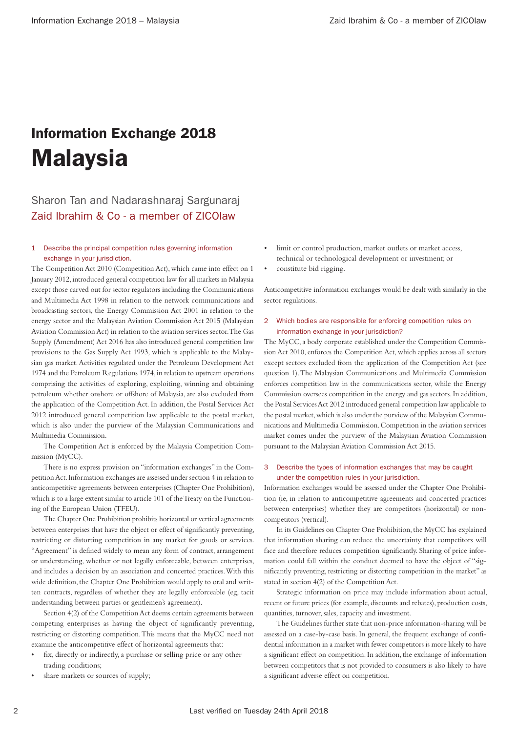# Information Exchange 2018

# Malaysia

## Sharon Tan and Nadarashnaraj Sargunaraj

## Zaid Ibrahim & Co - a member of ZICOlaw

### 1 Describe the principal competition rules governing information exchange in your jurisdiction.

The Competition Act 2010 (Competition Act), which came into effect on 1 January 2012, introduced general competition law for all markets in Malaysia except those carved out for sector regulators including the Communications and Multimedia Act 1998 in relation to the network communications and broadcasting sectors, the Energy Commission Act 2001 in relation to the energy sector and the Malaysian Aviation Commission Act 2015 (Malaysian Aviation Commission Act) in relation to the aviation services sector. The Gas Supply (Amendment) Act 2016 has also introduced general competition law provisions to the Gas Supply Act 1993, which is applicable to the Malaysian gas market. Activities regulated under the Petroleum Development Act 1974 and the Petroleum Regulations 1974, in relation to upstream operations comprising the activities of exploring, exploiting, winning and obtaining petroleum whether onshore or offshore of Malaysia, are also excluded from the application of the Competition Act. In addition, the Postal Services Act 2012 introduced general competition law applicable to the postal market, which is also under the purview of the Malaysian Communications and Multimedia Commission.

The Competition Act is enforced by the Malaysia Competition Commission (MyCC).

There is no express provision on "information exchanges" in the Competition Act. Information exchanges are assessed under section 4 in relation to anticompetitive agreements between enterprises (Chapter One Prohibition), which is to a large extent similar to article 101 of the Treaty on the Functioning of the European Union (TFEU).

The Chapter One Prohibition prohibits horizontal or vertical agreements between enterprises that have the object or effect of significantly preventing, restricting or distorting competition in any market for goods or services. "Agreement" is defined widely to mean any form of contract, arrangement or understanding, whether or not legally enforceable, between enterprises, and includes a decision by an association and concerted practices. With this wide definition, the Chapter One Prohibition would apply to oral and written contracts, regardless of whether they are legally enforceable (eg, tacit understanding between parties or gentlemen's agreement).

Section 4(2) of the Competition Act deems certain agreements between competing enterprises as having the object of significantly preventing, restricting or distorting competition. This means that the MyCC need not examine the anticompetitive effect of horizontal agreements that:

- fix, directly or indirectly, a purchase or selling price or any other trading conditions;
- share markets or sources of supply;
- limit or control production, market outlets or market access, technical or technological development or investment; or
- constitute bid rigging.

Anticompetitive information exchanges would be dealt with similarly in the sector regulations.

### 2 Which bodies are responsible for enforcing competition rules on information exchange in your jurisdiction?

The MyCC, a body corporate established under the Competition Commission Act 2010, enforces the Competition Act, which applies across all sectors except sectors excluded from the application of the Competition Act (see question 1). The Malaysian Communications and Multimedia Commission enforces competition law in the communications sector, while the Energy Commission oversees competition in the energy and gas sectors. In addition, the Postal Services Act 2012 introduced general competition law applicable to the postal market, which is also under the purview of the Malaysian Communications and Multimedia Commission. Competition in the aviation services market comes under the purview of the Malaysian Aviation Commission pursuant to the Malaysian Aviation Commission Act 2015.

### 3 Describe the types of information exchanges that may be caught under the competition rules in your jurisdiction.

Information exchanges would be assessed under the Chapter One Prohibition (ie, in relation to anticompetitive agreements and concerted practices between enterprises) whether they are competitors (horizontal) or non-competitors (vertical).

In its Guidelines on Chapter One Prohibition, the MyCC has explained that information sharing can reduce the uncertainty that competitors will face and therefore reduces competition significantly. Sharing of price information could fall within the conduct deemed to have the object of "significantly preventing, restricting or distorting competition in the market" as stated in section 4(2) of the Competition Act.

Strategic information on price may include information about actual, recent or future prices (for example, discounts and rebates), production costs, quantities, turnover, sales, capacity and investment.

The Guidelines further state that non-price information-sharing will be assessed on a case-by-case basis. In general, the frequent exchange of confidential information in a market with fewer competitors is more likely to have a significant effect on competition. In addition, the exchange of information between competitors that is not provided to consumers is also likely to have a significant adverse effect on competition.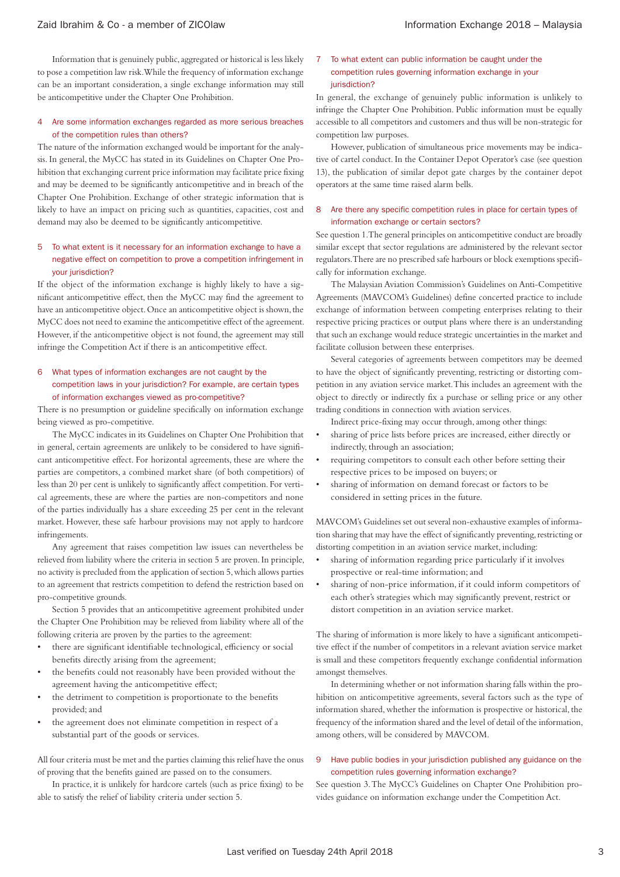Information that is genuinely public, aggregated or historical is less likely to pose a competition law risk. While the frequency of information exchange can be an important consideration, a single exchange information may still be anticompetitive under the Chapter One Prohibition.

## 4 Are some information exchanges regarded as more serious breaches of the competition rules than others?

The nature of the information exchanged would be important for the analysis. In general, the MyCC has stated in its Guidelines on Chapter One Prohibition that exchanging current price information may facilitate price fixing and may be deemed to be significantly anticompetitive and in breach of the Chapter One Prohibition. Exchange of other strategic information that is likely to have an impact on pricing such as quantities, capacities, cost and demand may also be deemed to be significantly anticompetitive.

## 5 To what extent is it necessary for an information exchange to have a negative effect on competition to prove a competition infringement in your jurisdiction?

If the object of the information exchange is highly likely to have a significant anticompetitive effect, then the MyCC may find the agreement to have an anticompetitive object. Once an anticompetitive object is shown, the MyCC does not need to examine the anticompetitive effect of the agreement. However, if the anticompetitive object is not found, the agreement may still infringe the Competition Act if there is an anticompetitive effect.

## 6 What types of information exchanges are not caught by the competition laws in your jurisdiction? For example, are certain types of information exchanges viewed as pro-competitive?

There is no presumption or guideline specifically on information exchange being viewed as pro-competitive.

The MyCC indicates in its Guidelines on Chapter One Prohibition that in general, certain agreements are unlikely to be considered to have significant anticompetitive effect. For horizontal agreements, these are where the parties are competitors, a combined market share (of both competitors) of less than 20 per cent is unlikely to significantly affect competition. For vertical agreements, these are where the parties are non-competitors and none of the parties individually has a share exceeding 25 per cent in the relevant market. However, these safe harbour provisions may not apply to hardcore infringements.

Any agreement that raises competition law issues can nevertheless be relieved from liability where the criteria in section 5 are proven. In principle, no activity is precluded from the application of section 5, which allows parties to an agreement that restricts competition to defend the restriction based on pro-competitive grounds.

Section 5 provides that an anticompetitive agreement prohibited under the Chapter One Prohibition may be relieved from liability where all of the following criteria are proven by the parties to the agreement:

- there are significant identifiable technological, efficiency or social benefits directly arising from the agreement;
- the benefits could not reasonably have been provided without the agreement having the anticompetitive effect;
- the detriment to competition is proportionate to the benefits provided; and
- the agreement does not eliminate competition in respect of a substantial part of the goods or services.

All four criteria must be met and the parties claiming this relief have the onus of proving that the benefits gained are passed on to the consumers.

In practice, it is unlikely for hardcore cartels (such as price fixing) to be able to satisfy the relief of liability criteria under section 5.

## 7 To what extent can public information be caught under the competition rules governing information exchange in your jurisdiction?

In general, the exchange of genuinely public information is unlikely to infringe the Chapter One Prohibition. Public information must be equally accessible to all competitors and customers and thus will be non-strategic for competition law purposes.

However, publication of simultaneous price movements may be indicative of cartel conduct. In the Container Depot Operator's case (see question 13), the publication of similar depot gate charges by the container depot operators at the same time raised alarm bells.

## 8 Are there any specific competition rules in place for certain types of information exchange or certain sectors?

See question 1. The general principles on anticompetitive conduct are broadly similar except that sector regulations are administered by the relevant sector regulators. There are no prescribed safe harbours or block exemptions specifically for information exchange.

The Malaysian Aviation Commission's Guidelines on Anti-Competitive Agreements (MAVCOM's Guidelines) define concerted practice to include exchange of information between competing enterprises relating to their respective pricing practices or output plans where there is an understanding that such an exchange would reduce strategic uncertainties in the market and facilitate collusion between these enterprises.

Several categories of agreements between competitors may be deemed to have the object of significantly preventing, restricting or distorting competition in any aviation service market. This includes an agreement with the object to directly or indirectly fix a purchase or selling price or any other trading conditions in connection with aviation services.

Indirect price-fixing may occur through, among other things:

- sharing of price lists before prices are increased, either directly or indirectly, through an association;
- requiring competitors to consult each other before setting their respective prices to be imposed on buyers; or
- sharing of information on demand forecast or factors to be considered in setting prices in the future.

MAVCOM's Guidelines set out several non-exhaustive examples of information sharing that may have the effect of significantly preventing, restricting or distorting competition in an aviation service market, including:

- sharing of information regarding price particularly if it involves prospective or real-time information; and
- sharing of non-price information, if it could inform competitors of each other's strategies which may significantly prevent, restrict or distort competition in an aviation service market.

The sharing of information is more likely to have a significant anticompetitive effect if the number of competitors in a relevant aviation service market is small and these competitors frequently exchange confidential information amongst themselves.

In determining whether or not information sharing falls within the prohibition on anticompetitive agreements, several factors such as the type of information shared, whether the information is prospective or historical, the frequency of the information shared and the level of detail of the information, among others, will be considered by MAVCOM.

## 9 Have public bodies in your jurisdiction published any guidance on the competition rules governing information exchange?

See question 3. The MyCC's Guidelines on Chapter One Prohibition provides guidance on information exchange under the Competition Act.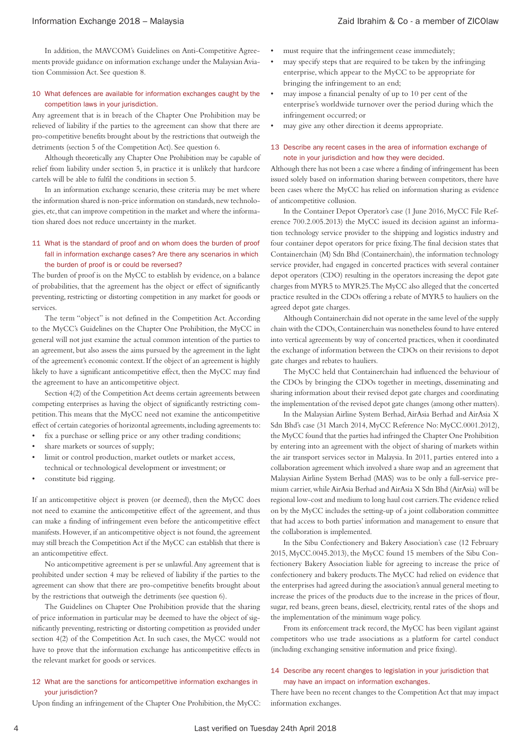In addition, the MAVCOM's Guidelines on Anti-Competitive Agreements provide guidance on information exchange under the Malaysian Aviation Commission Act. See question 8.

### 10 What defences are available for information exchanges caught by the competition laws in your jurisdiction.

Any agreement that is in breach of the Chapter One Prohibition may be relieved of liability if the parties to the agreement can show that there are pro-competitive benefits brought about by the restrictions that outweigh the detriments (section 5 of the Competition Act). See question 6.

Although theoretically any Chapter One Prohibition may be capable of relief from liability under section 5, in practice it is unlikely that hardcore cartels will be able to fulfil the conditions in section 5.

In an information exchange scenario, these criteria may be met where the information shared is non-price information on standards, new technologies, etc, that can improve competition in the market and where the information shared does not reduce uncertainty in the market.

### 11 What is the standard of proof and on whom does the burden of proof fall in information exchange cases? Are there any scenarios in which the burden of proof is or could be reversed?

The burden of proof is on the MyCC to establish by evidence, on a balance of probabilities, that the agreement has the object or effect of significantly preventing, restricting or distorting competition in any market for goods or services.

The term "object" is not defined in the Competition Act. According to the MyCC's Guidelines on the Chapter One Prohibition, the MyCC in general will not just examine the actual common intention of the parties to an agreement, but also assess the aims pursued by the agreement in the light of the agreement's economic context. If the object of an agreement is highly likely to have a significant anticompetitive effect, then the MyCC may find the agreement to have an anticompetitive object.

Section 4(2) of the Competition Act deems certain agreements between competing enterprises as having the object of significantly restricting competition. This means that the MyCC need not examine the anticompetitive effect of certain categories of horizontal agreements, including agreements to:

- fix a purchase or selling price or any other trading conditions;
- share markets or sources of supply;
- limit or control production, market outlets or market access, technical or technological development or investment; or
- constitute bid rigging.

If an anticompetitive object is proven (or deemed), then the MyCC does not need to examine the anticompetitive effect of the agreement, and thus can make a finding of infringement even before the anticompetitive effect manifests. However, if an anticompetitive object is not found, the agreement may still breach the Competition Act if the MyCC can establish that there is an anticompetitive effect.

No anticompetitive agreement is per se unlawful. Any agreement that is prohibited under section 4 may be relieved of liability if the parties to the agreement can show that there are pro-competitive benefits brought about by the restrictions that outweigh the detriments (see question 6).

The Guidelines on Chapter One Prohibition provide that the sharing of price information in particular may be deemed to have the object of significantly preventing, restricting or distorting competition as provided under section 4(2) of the Competition Act. In such cases, the MyCC would not have to prove that the information exchange has anticompetitive effects in the relevant market for goods or services.

### 12 What are the sanctions for anticompetitive information exchanges in your jurisdiction?

Upon finding an infringement of the Chapter One Prohibition, the MyCC:

- must require that the infringement cease immediately;
- may specify steps that are required to be taken by the infringing enterprise, which appear to the MyCC to be appropriate for bringing the infringement to an end;
- may impose a financial penalty of up to 10 per cent of the enterprise's worldwide turnover over the period during which the infringement occurred; or
- may give any other direction it deems appropriate.

### 13 Describe any recent cases in the area of information exchange of note in your jurisdiction and how they were decided.

Although there has not been a case where a finding of infringement has been issued solely based on information sharing between competitors, there have been cases where the MyCC has relied on information sharing as evidence of anticompetitive collusion.

In the Container Depot Operator's case (1 June 2016, MyCC File Reference 700.2.005.2013) the MyCC issued its decision against an information technology service provider to the shipping and logistics industry and four container depot operators for price fixing. The final decision states that Containerchain (M) Sdn Bhd (Containerchain), the information technology service provider, had engaged in concerted practices with several container depot operators (CDO) resulting in the operators increasing the depot gate charges from MYR5 to MYR25. The MyCC also alleged that the concerted practice resulted in the CDOs offering a rebate of MYR5 to hauliers on the agreed depot gate charges.

Although Containerchain did not operate in the same level of the supply chain with the CDOs, Containerchain was nonetheless found to have entered into vertical agreements by way of concerted practices, when it coordinated the exchange of information between the CDOs on their revisions to depot gate charges and rebates to hauliers.

The MyCC held that Containerchain had influenced the behaviour of the CDOs by bringing the CDOs together in meetings, disseminating and sharing information about their revised depot gate charges and coordinating the implementation of the revised depot gate changes (among other matters).

In the Malaysian Airline System Berhad, AirAsia Berhad and AirAsia X Sdn Bhd's case (31 March 2014, MyCC Reference No: MyCC.0001.2012), the MyCC found that the parties had infringed the Chapter One Prohibition by entering into an agreement with the object of sharing of markets within the air transport services sector in Malaysia. In 2011, parties entered into a collaboration agreement which involved a share swap and an agreement that Malaysian Airline System Berhad (MAS) was to be only a full-service premium carrier, while AirAsia Berhad and AirAsia X Sdn Bhd (AirAsia) will be regional low-cost and medium to long haul cost carriers. The evidence relied on by the MyCC includes the setting-up of a joint collaboration committee that had access to both parties' information and management to ensure that the collaboration is implemented.

In the Sibu Confectionery and Bakery Association's case (12 February 2015, MyCC.0045.2013), the MyCC found 15 members of the Sibu Confectionery Bakery Association liable for agreeing to increase the price of confectionery and bakery products. The MyCC had relied on evidence that the enterprises had agreed during the association's annual general meeting to increase the prices of the products due to the increase in the prices of flour, sugar, red beans, green beans, diesel, electricity, rental rates of the shops and the implementation of the minimum wage policy.

From its enforcement track record, the MyCC has been vigilant against competitors who use trade associations as a platform for cartel conduct (including exchanging sensitive information and price fixing).

### 14 Describe any recent changes to legislation in your jurisdiction that may have an impact on information exchanges.

There have been no recent changes to the Competition Act that may impact information exchanges.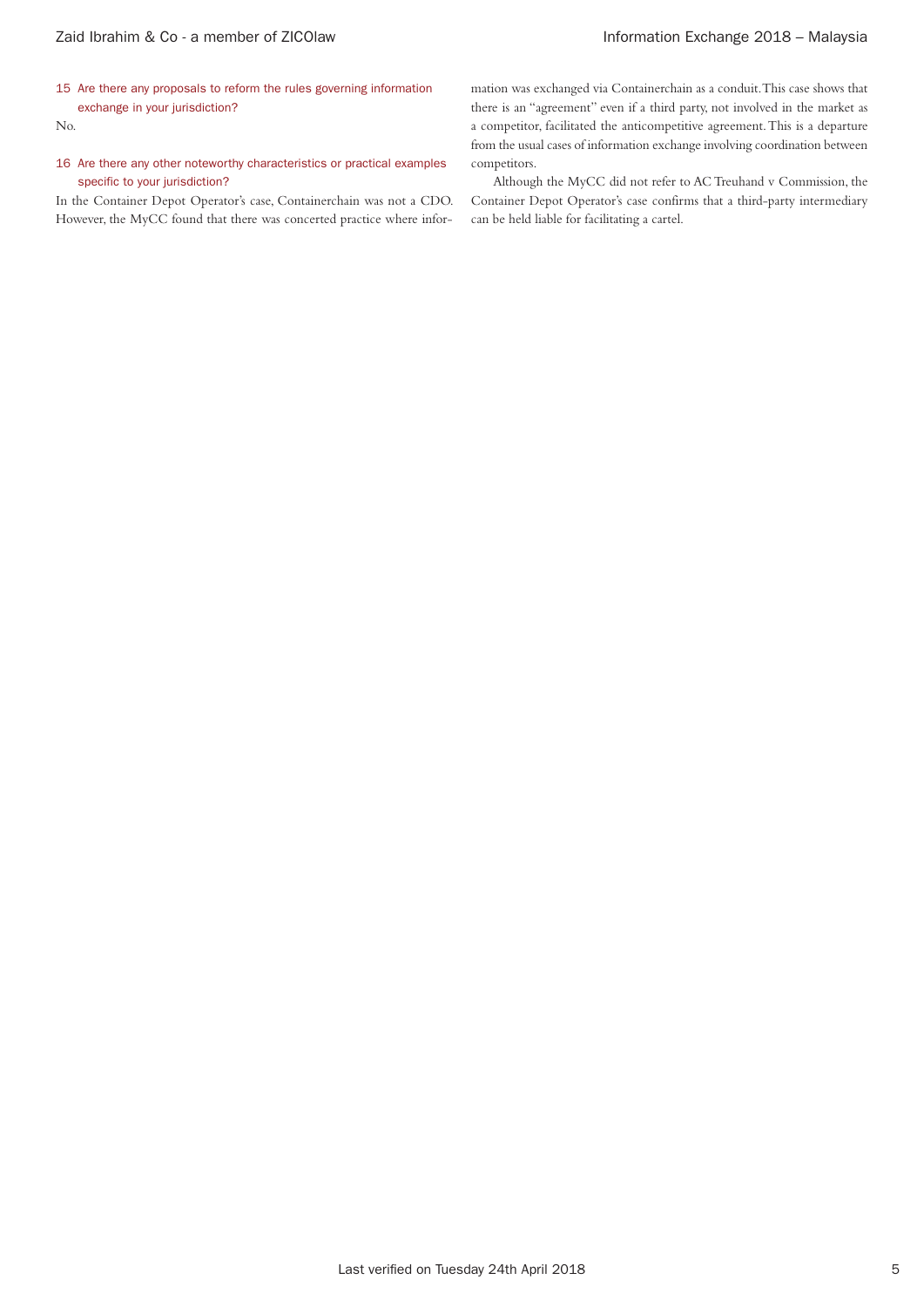### 15 Are there any proposals to reform the rules governing information exchange in your jurisdiction?

No.

### 16 Are there any other noteworthy characteristics or practical examples specific to your jurisdiction?

In the Container Depot Operator's case, Containerchain was not a CDO. However, the MyCC found that there was concerted practice where information was exchanged via Containerchain as a conduit. This case shows that there is an "agreement" even if a third party, not involved in the market as a competitor, facilitated the anticompetitive agreement. This is a departure from the usual cases of information exchange involving coordination between competitors.

Although the MyCC did not refer to AC Treuhand v Commission, the Container Depot Operator's case confirms that a third-party intermediary can be held liable for facilitating a cartel.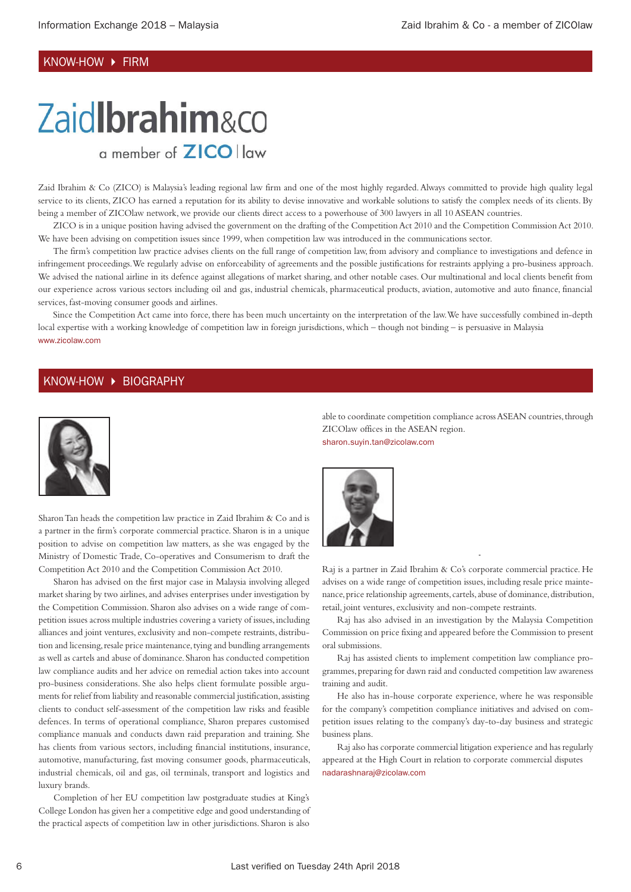## KNOW-HOW ▸ FIRM

**ZaidIbrahim&Co**
a member of ZICO | law

Zaid Ibrahim & Co (ZICO) is Malaysia's leading regional law firm and one of the most highly regarded. Always committed to provide high quality legal service to its clients, ZICO has earned a reputation for its ability to devise innovative and workable solutions to satisfy the complex needs of its clients. By being a member of ZICOlaw network, we provide our clients direct access to a powerhouse of 300 lawyers in all 10 ASEAN countries.

ZICO is in a unique position having advised the government on the drafting of the Competition Act 2010 and the Competition Commission Act 2010. We have been advising on competition issues since 1999, when competition law was introduced in the communications sector.

The firm's competition law practice advises clients on the full range of competition law, from advisory and compliance to investigations and defence in infringement proceedings. We regularly advise on enforceability of agreements and the possible justifications for restraints applying a pro-business approach. We advised the national airline in its defence against allegations of market sharing, and other notable cases. Our multinational and local clients benefit from our experience across various sectors including oil and gas, industrial chemicals, pharmaceutical products, aviation, automotive and auto finance, financial services, fast-moving consumer goods and airlines.

Since the Competition Act came into force, there has been much uncertainty on the interpretation of the law. We have successfully combined in-depth local expertise with a working knowledge of competition law in foreign jurisdictions, which – though not binding – is persuasive in Malaysia

www.zicolaw.com

## KNOW-HOW ▸ BIOGRAPHY

Sharon Tan heads the competition law practice in Zaid Ibrahim & Co and is a partner in the firm's corporate commercial practice. Sharon is in a unique position to advise on competition law matters, as she was engaged by the Ministry of Domestic Trade, Co-operatives and Consumerism to draft the Competition Act 2010 and the Competition Commission Act 2010.

Sharon has advised on the first major case in Malaysia involving alleged market sharing by two airlines, and advises enterprises under investigation by the Competition Commission. Sharon also advises on a wide range of competition issues across multiple industries covering a variety of issues, including alliances and joint ventures, exclusivity and non-compete restraints, distribution and licensing, resale price maintenance, tying and bundling arrangements as well as cartels and abuse of dominance. Sharon has conducted competition law compliance audits and her advice on remedial action takes into account pro-business considerations. She also helps client formulate possible arguments for relief from liability and reasonable commercial justification, assisting clients to conduct self-assessment of the competition law risks and feasible defences. In terms of operational compliance, Sharon prepares customised compliance manuals and conducts dawn raid preparation and training. She has clients from various sectors, including financial institutions, insurance, automotive, manufacturing, fast moving consumer goods, pharmaceuticals, industrial chemicals, oil and gas, oil terminals, transport and logistics and luxury brands.

Completion of her EU competition law postgraduate studies at King's College London has given her a competitive edge and good understanding of the practical aspects of competition law in other jurisdictions. Sharon is also able to coordinate competition compliance across ASEAN countries, through ZICOlaw offices in the ASEAN region.

sharon.suyin.tan@zicolaw.com

Raj is a partner in Zaid Ibrahim & Co's corporate commercial practice. He advises on a wide range of competition issues, including resale price maintenance, price relationship agreements, cartels, abuse of dominance, distribution, retail, joint ventures, exclusivity and non-compete restraints.

Raj has also advised in an investigation by the Malaysia Competition Commission on price fixing and appeared before the Commission to present oral submissions.

Raj has assisted clients to implement competition law compliance programmes, preparing for dawn raid and conducted competition law awareness training and audit.

He also has in-house corporate experience, where he was responsible for the company's competition compliance initiatives and advised on competition issues relating to the company's day-to-day business and strategic business plans.

Raj also has corporate commercial litigation experience and has regularly appeared at the High Court in relation to corporate commercial disputes

nadarashnaraj@zicolaw.com